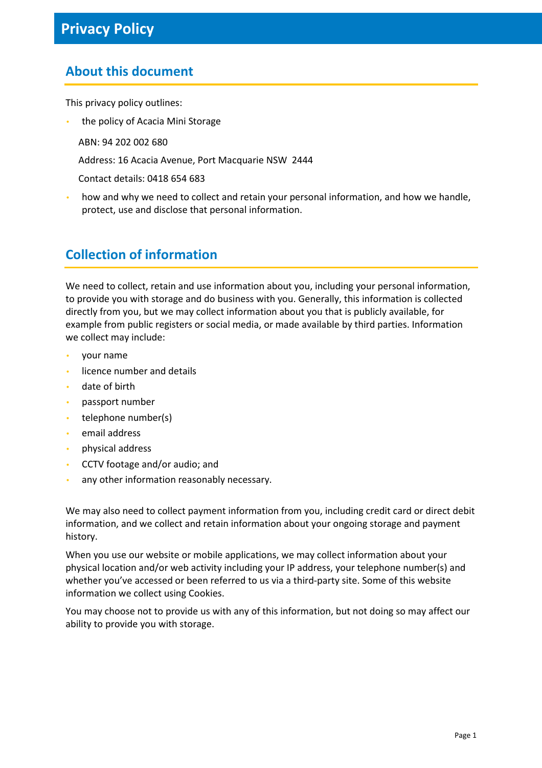# Privacy Policy

## About this document

This privacy policy outlines:

- the policy of Acacia Mini Storage

  ABN: 94 202 002 680

  Address: 16 Acacia Avenue, Port Macquarie NSW 2444

  Contact details: 0418 654 683

- how and why we need to collect and retain your personal information, and how we handle, protect, use and disclose that personal information.

## Collection of information

We need to collect, retain and use information about you, including your personal information, to provide you with storage and do business with you. Generally, this information is collected directly from you, but we may collect information about you that is publicly available, for example from public registers or social media, or made available by third parties. Information we collect may include:

- your name
- licence number and details
- date of birth
- passport number
- telephone number(s)
- email address
- physical address
- CCTV footage and/or audio; and
- any other information reasonably necessary.

We may also need to collect payment information from you, including credit card or direct debit information, and we collect and retain information about your ongoing storage and payment history.

When you use our website or mobile applications, we may collect information about your physical location and/or web activity including your IP address, your telephone number(s) and whether you've accessed or been referred to us via a third-party site. Some of this website information we collect using Cookies.

You may choose not to provide us with any of this information, but not doing so may affect our ability to provide you with storage.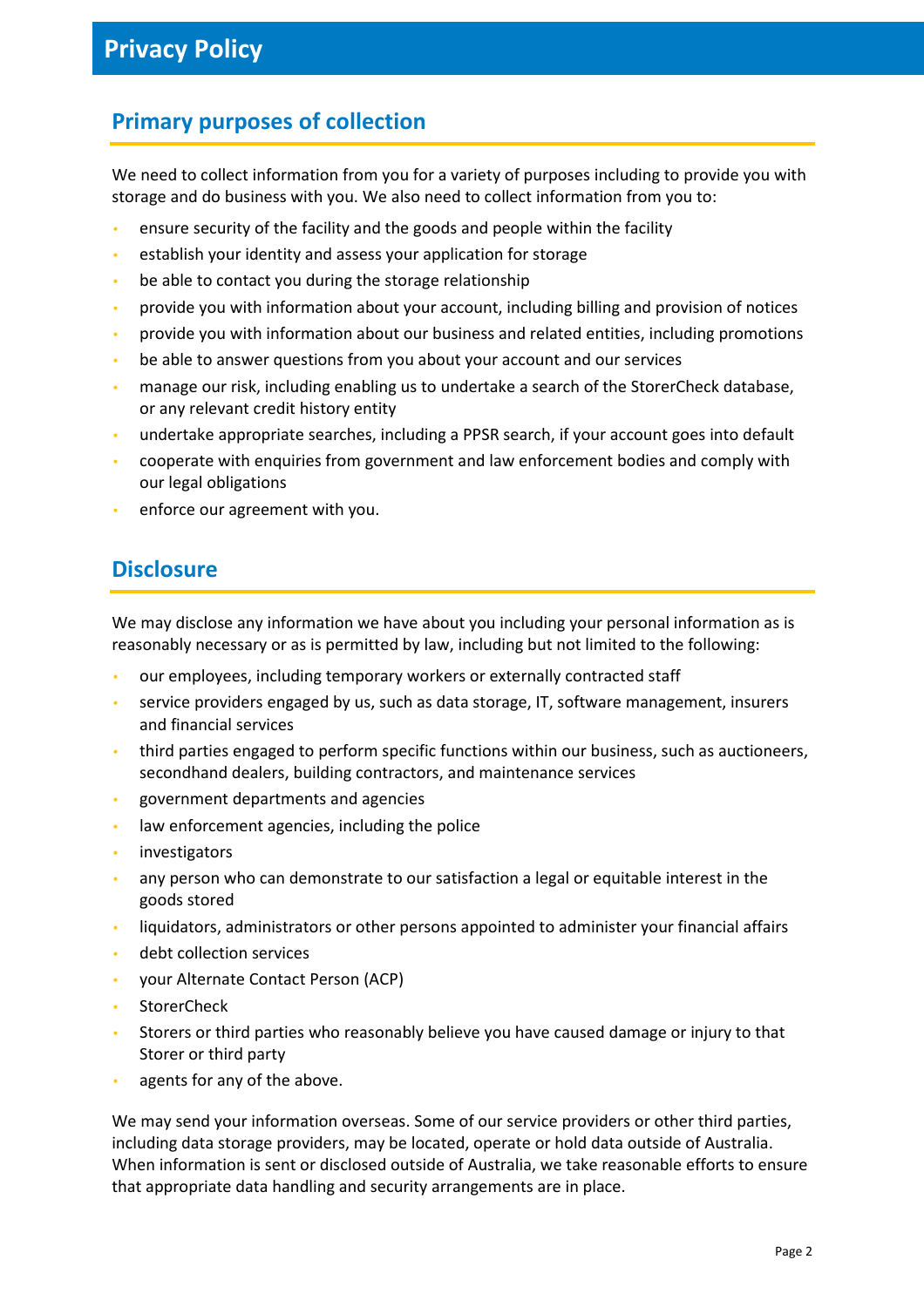# Privacy Policy

## Primary purposes of collection

We need to collect information from you for a variety of purposes including to provide you with storage and do business with you. We also need to collect information from you to:

- ensure security of the facility and the goods and people within the facility
- establish your identity and assess your application for storage
- be able to contact you during the storage relationship
- provide you with information about your account, including billing and provision of notices
- provide you with information about our business and related entities, including promotions
- be able to answer questions from you about your account and our services
- manage our risk, including enabling us to undertake a search of the StorerCheck database, or any relevant credit history entity
- undertake appropriate searches, including a PPSR search, if your account goes into default
- cooperate with enquiries from government and law enforcement bodies and comply with our legal obligations
- enforce our agreement with you.

## Disclosure

We may disclose any information we have about you including your personal information as is reasonably necessary or as is permitted by law, including but not limited to the following:

- our employees, including temporary workers or externally contracted staff
- service providers engaged by us, such as data storage, IT, software management, insurers and financial services
- third parties engaged to perform specific functions within our business, such as auctioneers, secondhand dealers, building contractors, and maintenance services
- government departments and agencies
- law enforcement agencies, including the police
- investigators
- any person who can demonstrate to our satisfaction a legal or equitable interest in the goods stored
- liquidators, administrators or other persons appointed to administer your financial affairs
- debt collection services
- your Alternate Contact Person (ACP)
- StorerCheck
- Storers or third parties who reasonably believe you have caused damage or injury to that Storer or third party
- agents for any of the above.

We may send your information overseas. Some of our service providers or other third parties, including data storage providers, may be located, operate or hold data outside of Australia. When information is sent or disclosed outside of Australia, we take reasonable efforts to ensure that appropriate data handling and security arrangements are in place.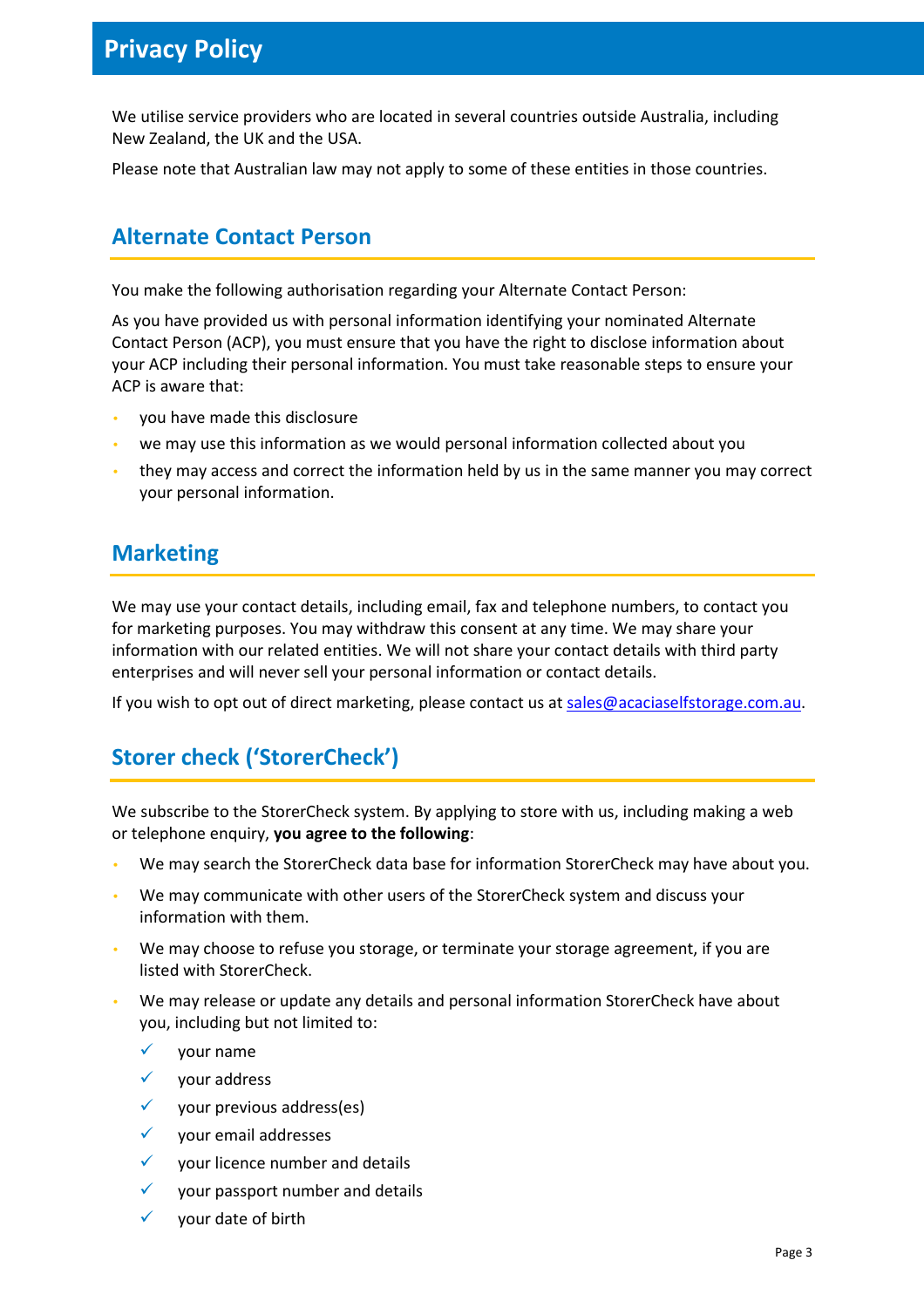# Privacy Policy

We utilise service providers who are located in several countries outside Australia, including New Zealand, the UK and the USA.

Please note that Australian law may not apply to some of these entities in those countries.

## Alternate Contact Person

You make the following authorisation regarding your Alternate Contact Person:

As you have provided us with personal information identifying your nominated Alternate Contact Person (ACP), you must ensure that you have the right to disclose information about your ACP including their personal information. You must take reasonable steps to ensure your ACP is aware that:

- you have made this disclosure
- we may use this information as we would personal information collected about you
- they may access and correct the information held by us in the same manner you may correct your personal information.

## Marketing

We may use your contact details, including email, fax and telephone numbers, to contact you for marketing purposes. You may withdraw this consent at any time. We may share your information with our related entities. We will not share your contact details with third party enterprises and will never sell your personal information or contact details.

If you wish to opt out of direct marketing, please contact us at sales@acaciaselfstorage.com.au.

## Storer check ('StorerCheck')

We subscribe to the StorerCheck system. By applying to store with us, including making a web or telephone enquiry, **you agree to the following**:

- We may search the StorerCheck data base for information StorerCheck may have about you.
- We may communicate with other users of the StorerCheck system and discuss your information with them.
- We may choose to refuse you storage, or terminate your storage agreement, if you are listed with StorerCheck.
- We may release or update any details and personal information StorerCheck have about you, including but not limited to:
  - ✓ your name
  - ✓ your address
  - ✓ your previous address(es)
  - ✓ your email addresses
  - ✓ your licence number and details
  - ✓ your passport number and details
  - ✓ your date of birth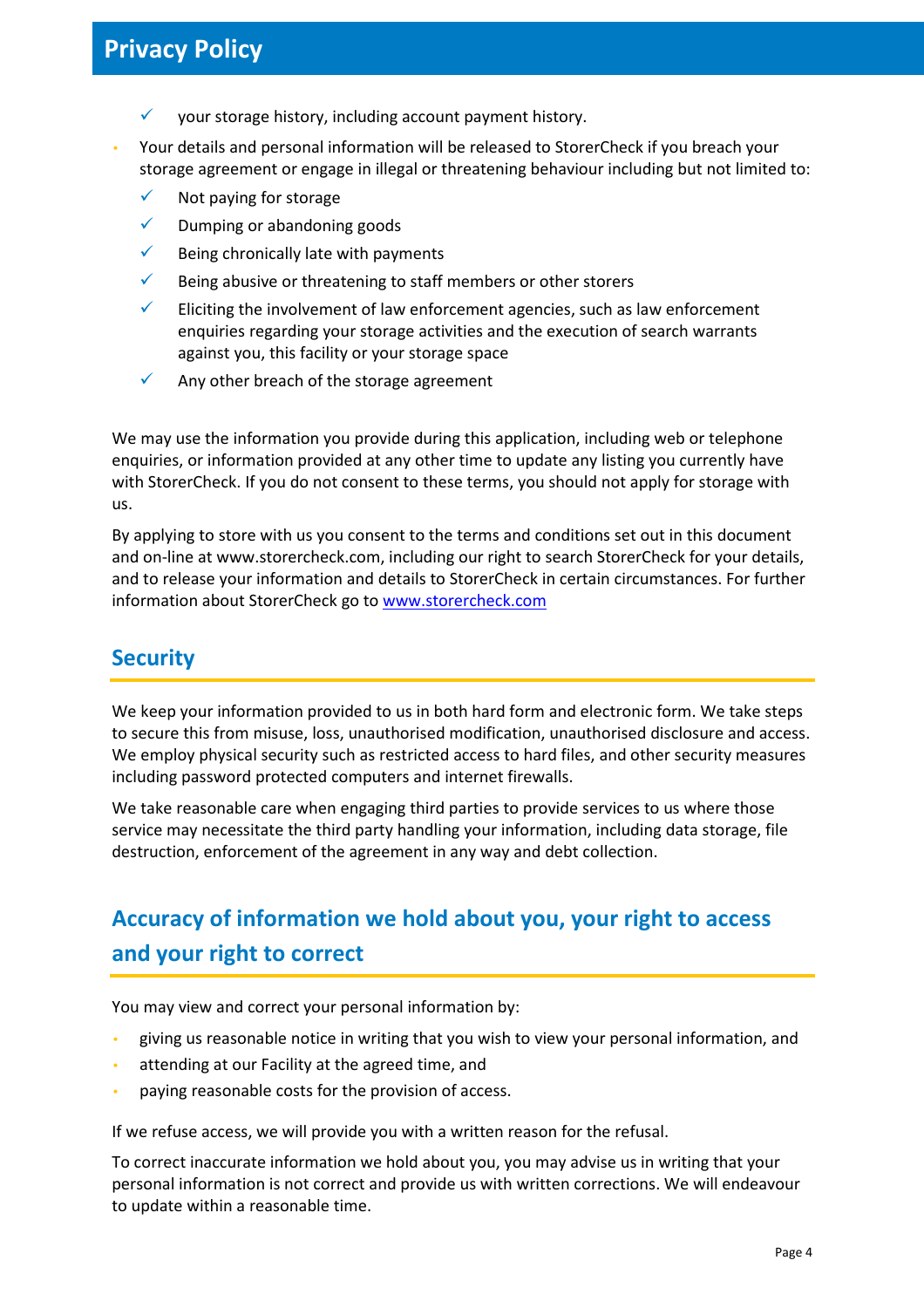- ✓ your storage history, including account payment history.

- Your details and personal information will be released to StorerCheck if you breach your storage agreement or engage in illegal or threatening behaviour including but not limited to:
  - ✓ Not paying for storage
  - ✓ Dumping or abandoning goods
  - ✓ Being chronically late with payments
  - ✓ Being abusive or threatening to staff members or other storers
  - ✓ Eliciting the involvement of law enforcement agencies, such as law enforcement enquiries regarding your storage activities and the execution of search warrants against you, this facility or your storage space
  - ✓ Any other breach of the storage agreement

We may use the information you provide during this application, including web or telephone enquiries, or information provided at any other time to update any listing you currently have with StorerCheck. If you do not consent to these terms, you should not apply for storage with us.

By applying to store with us you consent to the terms and conditions set out in this document and on-line at www.storercheck.com, including our right to search StorerCheck for your details, and to release your information and details to StorerCheck in certain circumstances. For further information about StorerCheck go to [www.storercheck.com](http://www.storercheck.com)

## Security

We keep your information provided to us in both hard form and electronic form. We take steps to secure this from misuse, loss, unauthorised modification, unauthorised disclosure and access. We employ physical security such as restricted access to hard files, and other security measures including password protected computers and internet firewalls.

We take reasonable care when engaging third parties to provide services to us where those service may necessitate the third party handling your information, including data storage, file destruction, enforcement of the agreement in any way and debt collection.

## Accuracy of information we hold about you, your right to access and your right to correct

You may view and correct your personal information by:

- giving us reasonable notice in writing that you wish to view your personal information, and
- attending at our Facility at the agreed time, and
- paying reasonable costs for the provision of access.

If we refuse access, we will provide you with a written reason for the refusal.

To correct inaccurate information we hold about you, you may advise us in writing that your personal information is not correct and provide us with written corrections. We will endeavour to update within a reasonable time.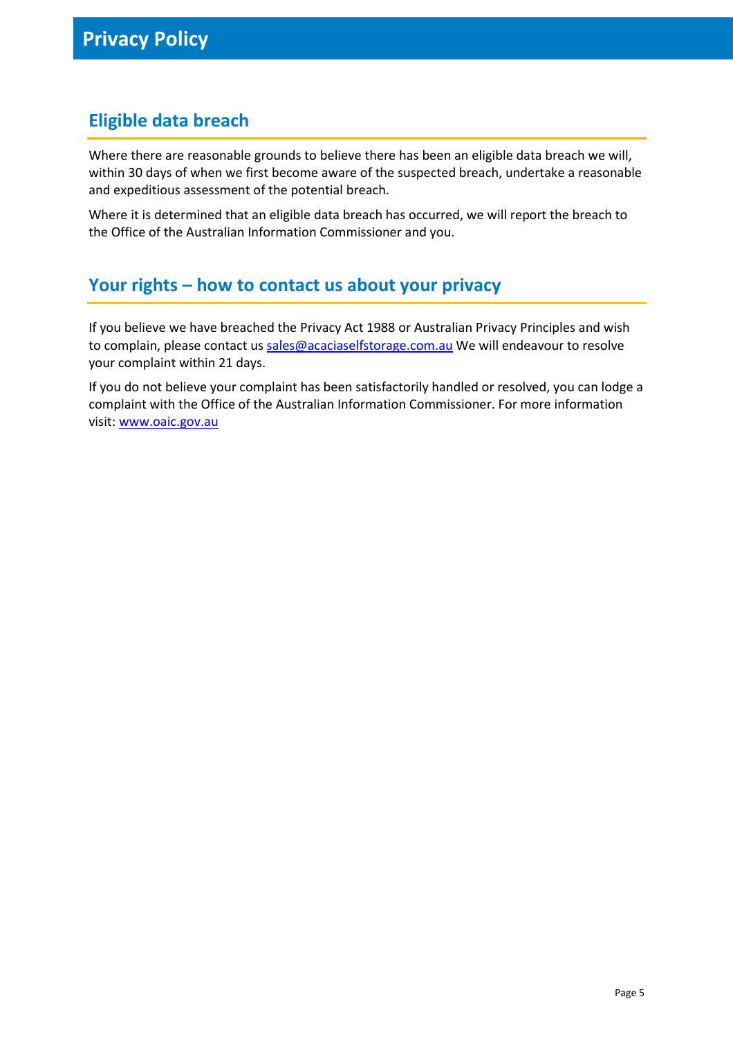## Eligible data breach

Where there are reasonable grounds to believe there has been an eligible data breach we will, within 30 days of when we first become aware of the suspected breach, undertake a reasonable and expeditious assessment of the potential breach.

Where it is determined that an eligible data breach has occurred, we will report the breach to the Office of the Australian Information Commissioner and you.

## Your rights – how to contact us about your privacy

If you believe we have breached the Privacy Act 1988 or Australian Privacy Principles and wish to complain, please contact us sales@acaciaselfstorage.com.au We will endeavour to resolve your complaint within 21 days.

If you do not believe your complaint has been satisfactorily handled or resolved, you can lodge a complaint with the Office of the Australian Information Commissioner. For more information visit: www.oaic.gov.au